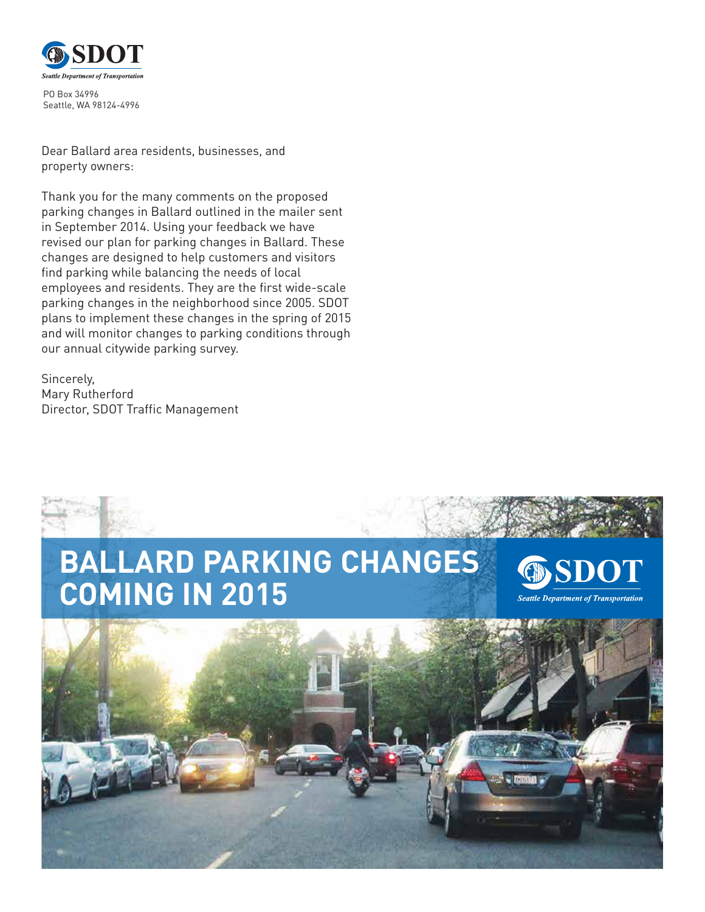**SDOT**

*Seattle Department of Transportation*

PO Box 34996
Seattle, WA 98124-4996

Dear Ballard area residents, businesses, and property owners:

Thank you for the many comments on the proposed parking changes in Ballard outlined in the mailer sent in September 2014. Using your feedback we have revised our plan for parking changes in Ballard. These changes are designed to help customers and visitors find parking while balancing the needs of local employees and residents. They are the first wide-scale parking changes in the neighborhood since 2005. SDOT plans to implement these changes in the spring of 2015 and will monitor changes to parking conditions through our annual citywide parking survey.

Sincerely,
Mary Rutherford
Director, SDOT Traffic Management

# BALLARD PARKING CHANGES COMING IN 2015

**SDOT**

*Seattle Department of Transportation*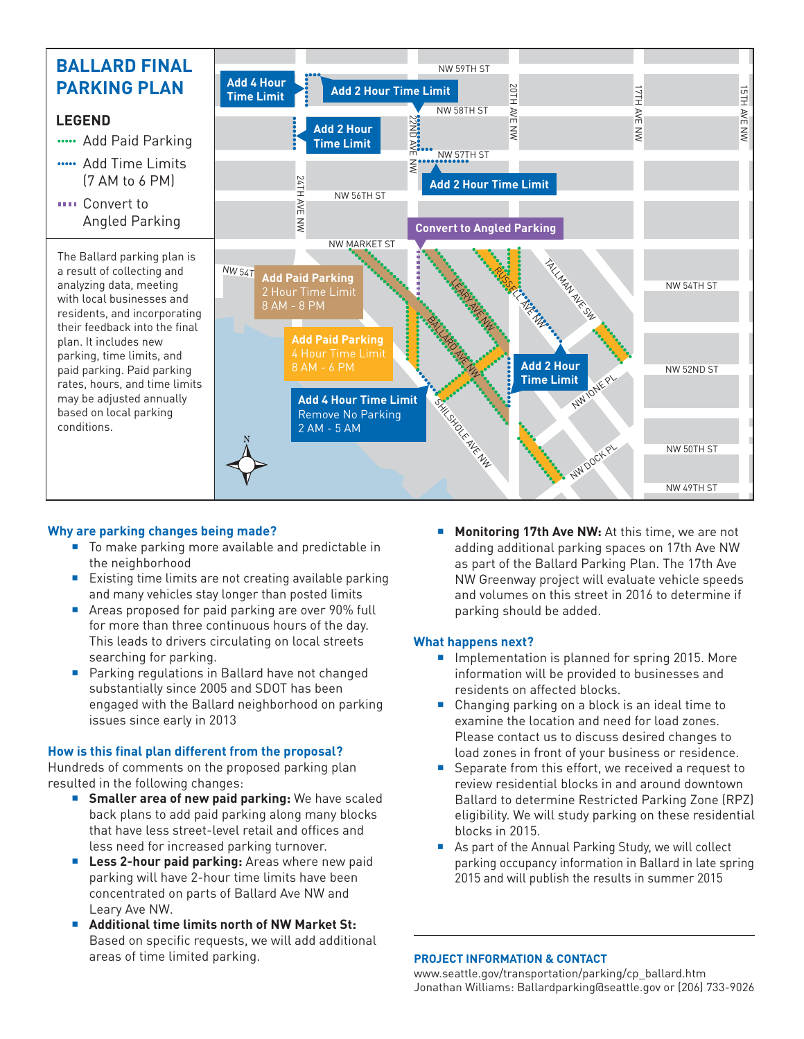# BALLARD FINAL PARKING PLAN

## LEGEND

- Add Paid Parking
- Add Time Limits (7 AM to 6 PM)
- Convert to Angled Parking

The Ballard parking plan is a result of collecting and analyzing data, meeting with local businesses and residents, and incorporating their feedback into the final plan. It includes new parking, time limits, and paid parking. Paid parking rates, hours, and time limits may be adjusted annually based on local parking conditions.

Add 4 Hour Time Limit

Add 2 Hour Time Limit

Add 2 Hour Time Limit

Add 2 Hour Time Limit

Convert to Angled Parking

Add Paid Parking
2 Hour Time Limit
8 AM - 8 PM

Add Paid Parking
4 Hour Time Limit
8 AM - 6 PM

Add 4 Hour Time Limit
Remove No Parking
2 AM - 5 AM

Add 2 Hour Time Limit

NW 59TH ST
NW 58TH ST
NW 57TH ST
NW 56TH ST
NW MARKET ST
NW 54TH ST
NW 52ND ST
NW 50TH ST
NW 49TH ST
24TH AVE NW
22ND AVE NW
20TH AVE NW
17TH AVE NW
15TH AVE NW
LEARY AVE NW
RUSSELL AVE NW
TALLMAN AVE SW
BALLARD AVE NW
SHILSHOLE AVE NW
NW IONE PL
NW DOCK PL
N

### Why are parking changes being made?

- To make parking more available and predictable in the neighborhood
- Existing time limits are not creating available parking and many vehicles stay longer than posted limits
- Areas proposed for paid parking are over 90% full for more than three continuous hours of the day. This leads to drivers circulating on local streets searching for parking.
- Parking regulations in Ballard have not changed substantially since 2005 and SDOT has been engaged with the Ballard neighborhood on parking issues since early in 2013

### How is this final plan different from the proposal?

Hundreds of comments on the proposed parking plan resulted in the following changes:

- **Smaller area of new paid parking:** We have scaled back plans to add paid parking along many blocks that have less street-level retail and offices and less need for increased parking turnover.
- **Less 2-hour paid parking:** Areas where new paid parking will have 2-hour time limits have been concentrated on parts of Ballard Ave NW and Leary Ave NW.
- **Additional time limits north of NW Market St:** Based on specific requests, we will add additional areas of time limited parking.
- **Monitoring 17th Ave NW:** At this time, we are not adding additional parking spaces on 17th Ave NW as part of the Ballard Parking Plan. The 17th Ave NW Greenway project will evaluate vehicle speeds and volumes on this street in 2016 to determine if parking should be added.

### What happens next?

- Implementation is planned for spring 2015. More information will be provided to businesses and residents on affected blocks.
- Changing parking on a block is an ideal time to examine the location and need for load zones. Please contact us to discuss desired changes to load zones in front of your business or residence.
- Separate from this effort, we received a request to review residential blocks in and around downtown Ballard to determine Restricted Parking Zone (RPZ) eligibility. We will study parking on these residential blocks in 2015.
- As part of the Annual Parking Study, we will collect parking occupancy information in Ballard in late spring 2015 and will publish the results in summer 2015

### PROJECT INFORMATION & CONTACT

www.seattle.gov/transportation/parking/cp_ballard.htm
Jonathan Williams: Ballardparking@seattle.gov or (206) 733-9026